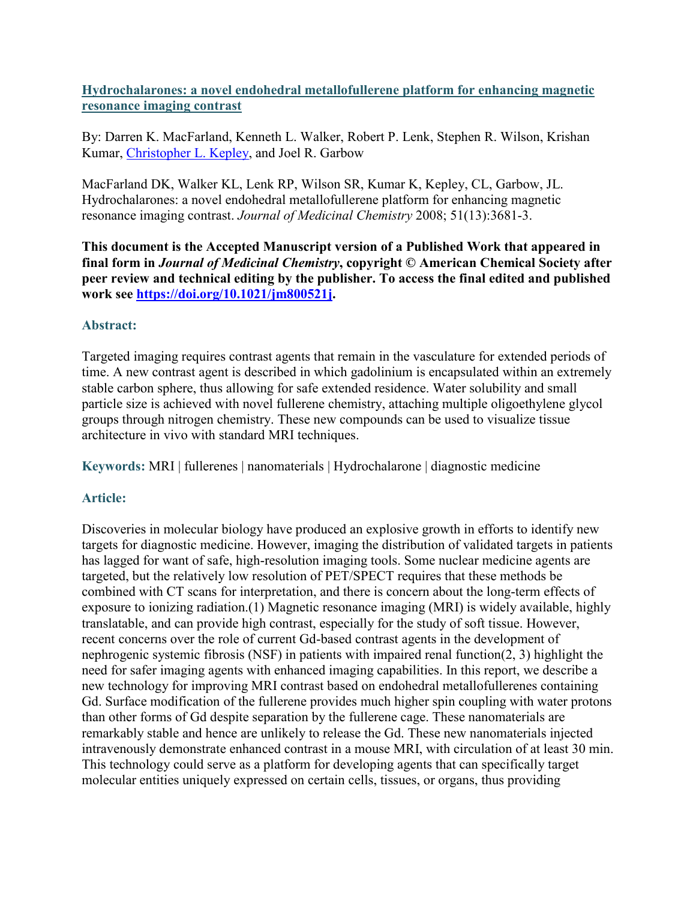# [Hydrochalarones: a novel endohedral metallofullerene platform for enhancing magnetic resonance imaging contrast](https://doi.org/10.1021/jm800521j)

By: Darren K. MacFarland, Kenneth L. Walker, Robert P. Lenk, Stephen R. Wilson, Krishan Kumar, Christopher L. Kepley, and Joel R. Garbow

MacFarland DK, Walker KL, Lenk RP, Wilson SR, Kumar K, Kepley, CL, Garbow, JL. Hydrochalarones: a novel endohedral metallofullerene platform for enhancing magnetic resonance imaging contrast. *Journal of Medicinal Chemistry* 2008; 51(13):3681-3.

**This document is the Accepted Manuscript version of a Published Work that appeared in final form in *Journal of Medicinal Chemistry*, copyright © American Chemical Society after peer review and technical editing by the publisher. To access the final edited and published work see [https://doi.org/10.1021/jm800521j](https://doi.org/10.1021/jm800521j).**

## Abstract:

Targeted imaging requires contrast agents that remain in the vasculature for extended periods of time. A new contrast agent is described in which gadolinium is encapsulated within an extremely stable carbon sphere, thus allowing for safe extended residence. Water solubility and small particle size is achieved with novel fullerene chemistry, attaching multiple oligoethylene glycol groups through nitrogen chemistry. These new compounds can be used to visualize tissue architecture in vivo with standard MRI techniques.

**Keywords:** MRI | fullerenes | nanomaterials | Hydrochalarone | diagnostic medicine

## Article:

Discoveries in molecular biology have produced an explosive growth in efforts to identify new targets for diagnostic medicine. However, imaging the distribution of validated targets in patients has lagged for want of safe, high-resolution imaging tools. Some nuclear medicine agents are targeted, but the relatively low resolution of PET/SPECT requires that these methods be combined with CT scans for interpretation, and there is concern about the long-term effects of exposure to ionizing radiation.(1) Magnetic resonance imaging (MRI) is widely available, highly translatable, and can provide high contrast, especially for the study of soft tissue. However, recent concerns over the role of current Gd-based contrast agents in the development of nephrogenic systemic fibrosis (NSF) in patients with impaired renal function(2, 3) highlight the need for safer imaging agents with enhanced imaging capabilities. In this report, we describe a new technology for improving MRI contrast based on endohedral metallofullerenes containing Gd. Surface modification of the fullerene provides much higher spin coupling with water protons than other forms of Gd despite separation by the fullerene cage. These nanomaterials are remarkably stable and hence are unlikely to release the Gd. These new nanomaterials injected intravenously demonstrate enhanced contrast in a mouse MRI, with circulation of at least 30 min. This technology could serve as a platform for developing agents that can specifically target molecular entities uniquely expressed on certain cells, tissues, or organs, thus providing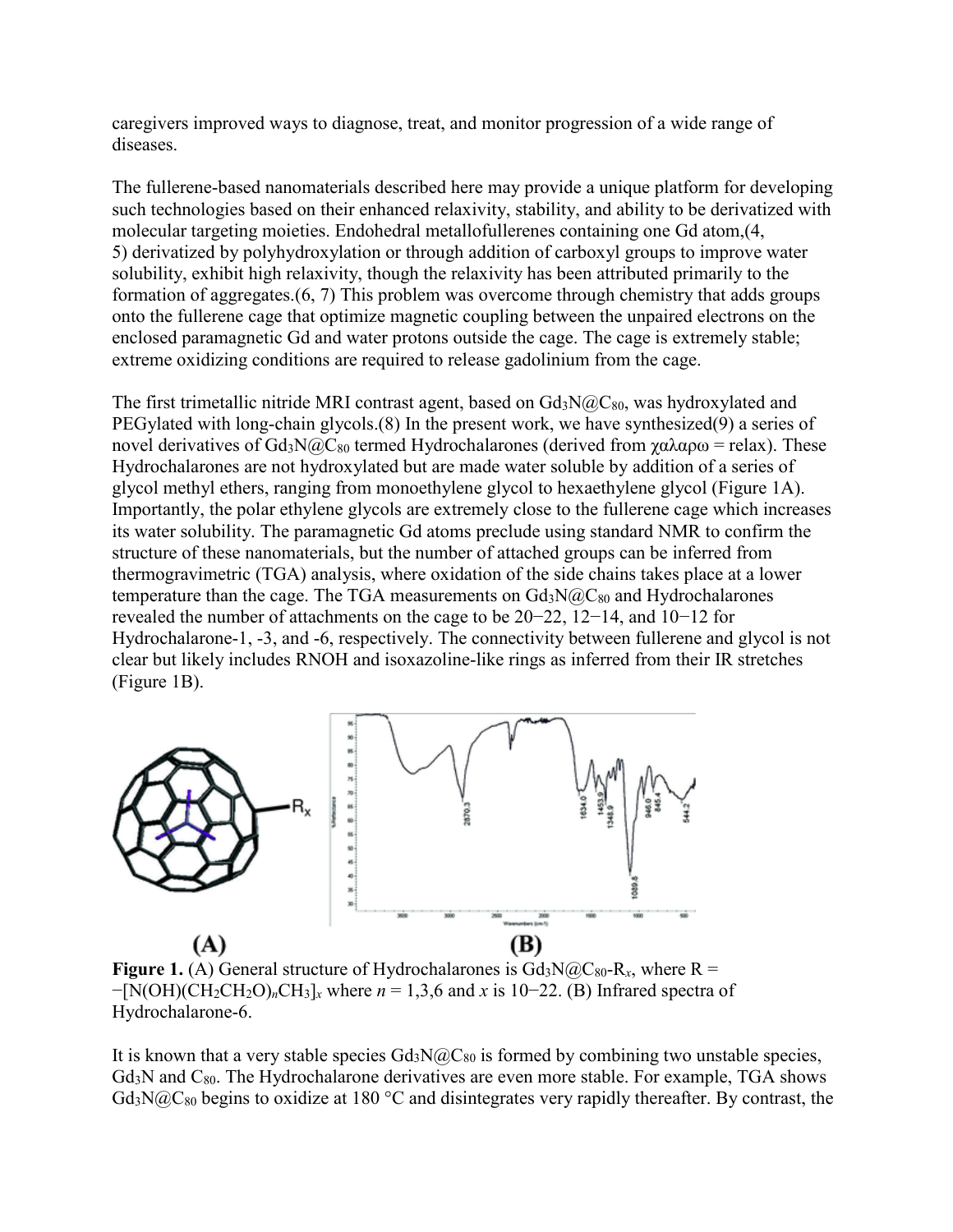caregivers improved ways to diagnose, treat, and monitor progression of a wide range of diseases.

The fullerene-based nanomaterials described here may provide a unique platform for developing such technologies based on their enhanced relaxivity, stability, and ability to be derivatized with molecular targeting moieties. Endohedral metallofullerenes containing one Gd atom,(4, 5) derivatized by polyhydroxylation or through addition of carboxyl groups to improve water solubility, exhibit high relaxivity, though the relaxivity has been attributed primarily to the formation of aggregates.(6, 7) This problem was overcome through chemistry that adds groups onto the fullerene cage that optimize magnetic coupling between the unpaired electrons on the enclosed paramagnetic Gd and water protons outside the cage. The cage is extremely stable; extreme oxidizing conditions are required to release gadolinium from the cage.

The first trimetallic nitride MRI contrast agent, based on $Gd_3N@C_{80}$, was hydroxylated and PEGylated with long-chain glycols.(8) In the present work, we have synthesized(9) a series of novel derivatives of $Gd_3N@C_{80}$ termed Hydrochalarones (derived from χαλαρω = relax). These Hydrochalarones are not hydroxylated but are made water soluble by addition of a series of glycol methyl ethers, ranging from monoethylene glycol to hexaethylene glycol (Figure 1A). Importantly, the polar ethylene glycols are extremely close to the fullerene cage which increases its water solubility. The paramagnetic Gd atoms preclude using standard NMR to confirm the structure of these nanomaterials, but the number of attached groups can be inferred from thermogravimetric (TGA) analysis, where oxidation of the side chains takes place at a lower temperature than the cage. The TGA measurements on $Gd_3N@C_{80}$ and Hydrochalarones revealed the number of attachments on the cage to be 20−22, 12−14, and 10−12 for Hydrochalarone-1, -3, and -6, respectively. The connectivity between fullerene and glycol is not clear but likely includes RNOH and isoxazoline-like rings as inferred from their IR stretches (Figure 1B).

**Figure 1.** (A) General structure of Hydrochalarones is $Gd_3N@C_{80}$-$R_x$, where R = $-[N(OH)(CH_2CH_2O)_nCH_3]_x$ where $n$ = 1,3,6 and $x$ is 10−22. (B) Infrared spectra of Hydrochalarone-6.

It is known that a very stable species $Gd_3N@C_{80}$ is formed by combining two unstable species, $Gd_3N$ and $C_{80}$. The Hydrochalarone derivatives are even more stable. For example, TGA shows $Gd_3N@C_{80}$ begins to oxidize at 180 °C and disintegrates very rapidly thereafter. By contrast, the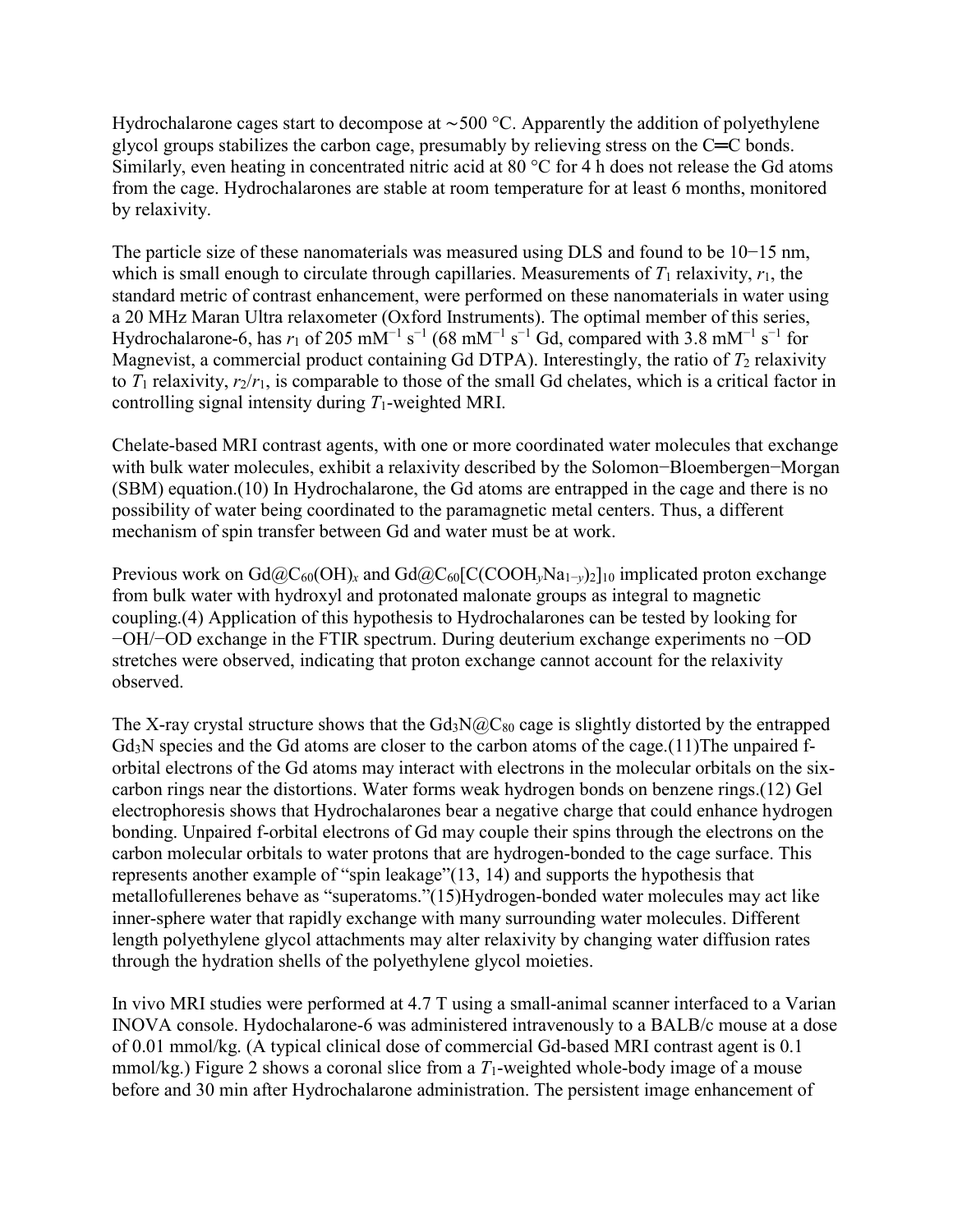Hydrochalarone cages start to decompose at ∼500 °C. Apparently the addition of polyethylene glycol groups stabilizes the carbon cage, presumably by relieving stress on the C═C bonds. Similarly, even heating in concentrated nitric acid at 80 °C for 4 h does not release the Gd atoms from the cage. Hydrochalarones are stable at room temperature for at least 6 months, monitored by relaxivity.

The particle size of these nanomaterials was measured using DLS and found to be 10−15 nm, which is small enough to circulate through capillaries. Measurements of $T_1$ relaxivity, $r_1$, the standard metric of contrast enhancement, were performed on these nanomaterials in water using a 20 MHz Maran Ultra relaxometer (Oxford Instruments). The optimal member of this series, Hydrochalarone-6, has $r_1$ of 205 $mM^{-1}$ $s^{-1}$ (68 $mM^{-1}$ $s^{-1}$ Gd, compared with 3.8 $mM^{-1}$ $s^{-1}$ for Magnevist, a commercial product containing Gd DTPA). Interestingly, the ratio of $T_2$ relaxivity to $T_1$ relaxivity, $r_2/r_1$, is comparable to those of the small Gd chelates, which is a critical factor in controlling signal intensity during $T_1$-weighted MRI.

Chelate-based MRI contrast agents, with one or more coordinated water molecules that exchange with bulk water molecules, exhibit a relaxivity described by the Solomon−Bloembergen−Morgan (SBM) equation.(10) In Hydrochalarone, the Gd atoms are entrapped in the cage and there is no possibility of water being coordinated to the paramagnetic metal centers. Thus, a different mechanism of spin transfer between Gd and water must be at work.

Previous work on $Gd@C_{60}(OH)_x$ and $Gd@C_{60}[C(COOH_yNa_{1-y})_2]_{10}$ implicated proton exchange from bulk water with hydroxyl and protonated malonate groups as integral to magnetic coupling.(4) Application of this hypothesis to Hydrochalarones can be tested by looking for −OH/−OD exchange in the FTIR spectrum. During deuterium exchange experiments no −OD stretches were observed, indicating that proton exchange cannot account for the relaxivity observed.

The X-ray crystal structure shows that the $Gd_3N@C_{80}$ cage is slightly distorted by the entrapped $Gd_3N$ species and the Gd atoms are closer to the carbon atoms of the cage.(11)The unpaired f-orbital electrons of the Gd atoms may interact with electrons in the molecular orbitals on the six-carbon rings near the distortions. Water forms weak hydrogen bonds on benzene rings.(12) Gel electrophoresis shows that Hydrochalarones bear a negative charge that could enhance hydrogen bonding. Unpaired f-orbital electrons of Gd may couple their spins through the electrons on the carbon molecular orbitals to water protons that are hydrogen-bonded to the cage surface. This represents another example of "spin leakage"(13, 14) and supports the hypothesis that metallofullerenes behave as "superatoms."(15)Hydrogen-bonded water molecules may act like inner-sphere water that rapidly exchange with many surrounding water molecules. Different length polyethylene glycol attachments may alter relaxivity by changing water diffusion rates through the hydration shells of the polyethylene glycol moieties.

In vivo MRI studies were performed at 4.7 T using a small-animal scanner interfaced to a Varian INOVA console. Hydochalarone-6 was administered intravenously to a BALB/c mouse at a dose of 0.01 mmol/kg. (A typical clinical dose of commercial Gd-based MRI contrast agent is 0.1 mmol/kg.) Figure 2 shows a coronal slice from a $T_1$-weighted whole-body image of a mouse before and 30 min after Hydrochalarone administration. The persistent image enhancement of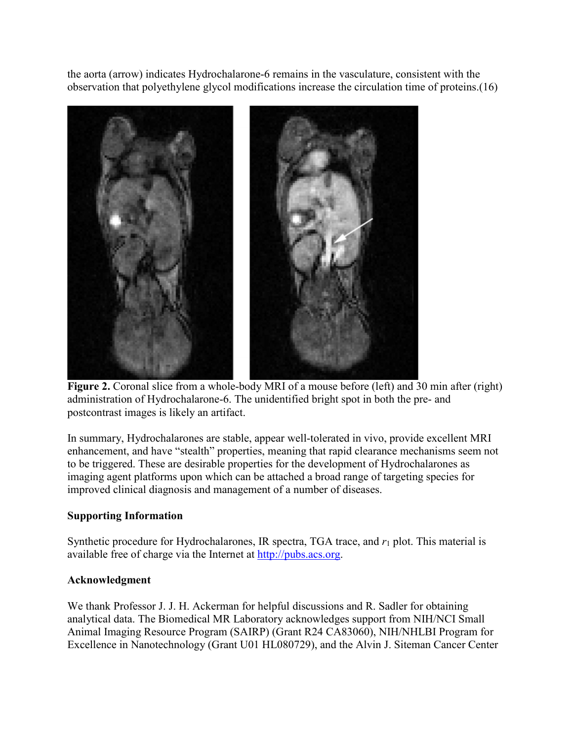the aorta (arrow) indicates Hydrochalarone-6 remains in the vasculature, consistent with the observation that polyethylene glycol modifications increase the circulation time of proteins.(16)

**Figure 2.** Coronal slice from a whole-body MRI of a mouse before (left) and 30 min after (right) administration of Hydrochalarone-6. The unidentified bright spot in both the pre- and postcontrast images is likely an artifact.

In summary, Hydrochalarones are stable, appear well-tolerated in vivo, provide excellent MRI enhancement, and have "stealth" properties, meaning that rapid clearance mechanisms seem not to be triggered. These are desirable properties for the development of Hydrochalarones as imaging agent platforms upon which can be attached a broad range of targeting species for improved clinical diagnosis and management of a number of diseases.

## Supporting Information

Synthetic procedure for Hydrochalarones, IR spectra, TGA trace, and $r_1$ plot. This material is available free of charge via the Internet at [http://pubs.acs.org](http://pubs.acs.org).

## Acknowledgment

We thank Professor J. J. H. Ackerman for helpful discussions and R. Sadler for obtaining analytical data. The Biomedical MR Laboratory acknowledges support from NIH/NCI Small Animal Imaging Resource Program (SAIRP) (Grant R24 CA83060), NIH/NHLBI Program for Excellence in Nanotechnology (Grant U01 HL080729), and the Alvin J. Siteman Cancer Center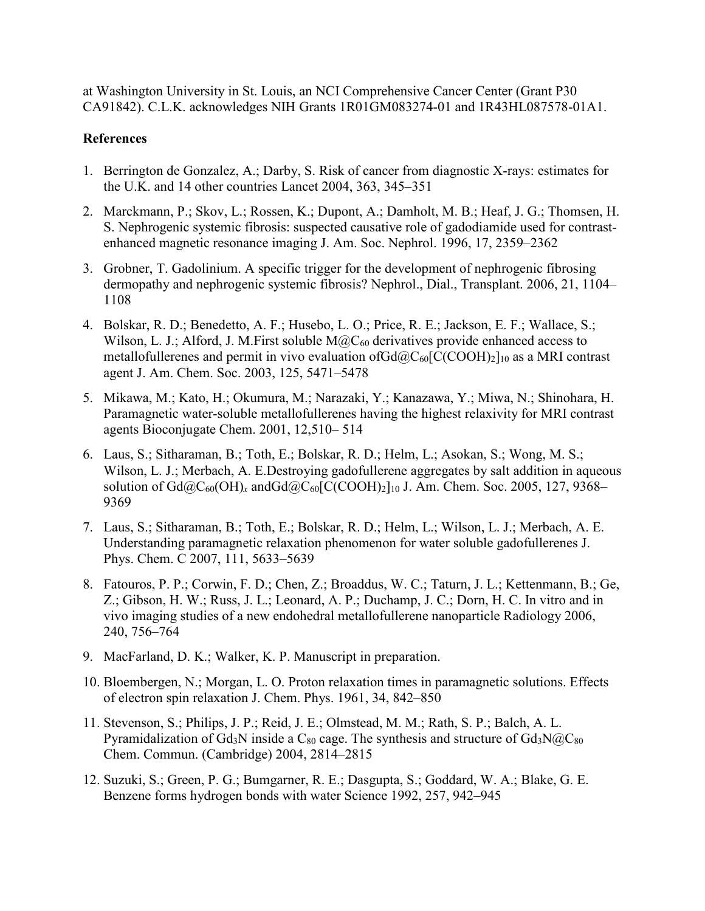at Washington University in St. Louis, an NCI Comprehensive Cancer Center (Grant P30 CA91842). C.L.K. acknowledges NIH Grants 1R01GM083274-01 and 1R43HL087578-01A1.

## References

1. Berrington de Gonzalez, A.; Darby, S. Risk of cancer from diagnostic X-rays: estimates for the U.K. and 14 other countries Lancet 2004, 363, 345–351

2. Marckmann, P.; Skov, L.; Rossen, K.; Dupont, A.; Damholt, M. B.; Heaf, J. G.; Thomsen, H. S. Nephrogenic systemic fibrosis: suspected causative role of gadodiamide used for contrast-enhanced magnetic resonance imaging J. Am. Soc. Nephrol. 1996, 17, 2359–2362

3. Grobner, T. Gadolinium. A specific trigger for the development of nephrogenic fibrosing dermopathy and nephrogenic systemic fibrosis? Nephrol., Dial., Transplant. 2006, 21, 1104–1108

4. Bolskar, R. D.; Benedetto, A. F.; Husebo, L. O.; Price, R. E.; Jackson, E. F.; Wallace, S.; Wilson, L. J.; Alford, J. M.First soluble $M@C_{60}$ derivatives provide enhanced access to metallofullerenes and permit in vivo evaluation of$Gd@C_{60}[C(COOH)_2]_{10}$ as a MRI contrast agent J. Am. Chem. Soc. 2003, 125, 5471–5478

5. Mikawa, M.; Kato, H.; Okumura, M.; Narazaki, Y.; Kanazawa, Y.; Miwa, N.; Shinohara, H. Paramagnetic water-soluble metallofullerenes having the highest relaxivity for MRI contrast agents Bioconjugate Chem. 2001, 12,510– 514

6. Laus, S.; Sitharaman, B.; Toth, E.; Bolskar, R. D.; Helm, L.; Asokan, S.; Wong, M. S.; Wilson, L. J.; Merbach, A. E.Destroying gadofullerene aggregates by salt addition in aqueous solution of $Gd@C_{60}(OH)_x$ and$Gd@C_{60}[C(COOH)_2]_{10}$ J. Am. Chem. Soc. 2005, 127, 9368–9369

7. Laus, S.; Sitharaman, B.; Toth, E.; Bolskar, R. D.; Helm, L.; Wilson, L. J.; Merbach, A. E. Understanding paramagnetic relaxation phenomenon for water soluble gadofullerenes J. Phys. Chem. C 2007, 111, 5633–5639

8. Fatouros, P. P.; Corwin, F. D.; Chen, Z.; Broaddus, W. C.; Taturn, J. L.; Kettenmann, B.; Ge, Z.; Gibson, H. W.; Russ, J. L.; Leonard, A. P.; Duchamp, J. C.; Dorn, H. C. In vitro and in vivo imaging studies of a new endohedral metallofullerene nanoparticle Radiology 2006, 240, 756–764

9. MacFarland, D. K.; Walker, K. P. Manuscript in preparation.

10. Bloembergen, N.; Morgan, L. O. Proton relaxation times in paramagnetic solutions. Effects of electron spin relaxation J. Chem. Phys. 1961, 34, 842–850

11. Stevenson, S.; Philips, J. P.; Reid, J. E.; Olmstead, M. M.; Rath, S. P.; Balch, A. L. Pyramidalization of $Gd_3N$ inside a $C_{80}$ cage. The synthesis and structure of $Gd_3N@C_{80}$ Chem. Commun. (Cambridge) 2004, 2814–2815

12. Suzuki, S.; Green, P. G.; Bumgarner, R. E.; Dasgupta, S.; Goddard, W. A.; Blake, G. E. Benzene forms hydrogen bonds with water Science 1992, 257, 942–945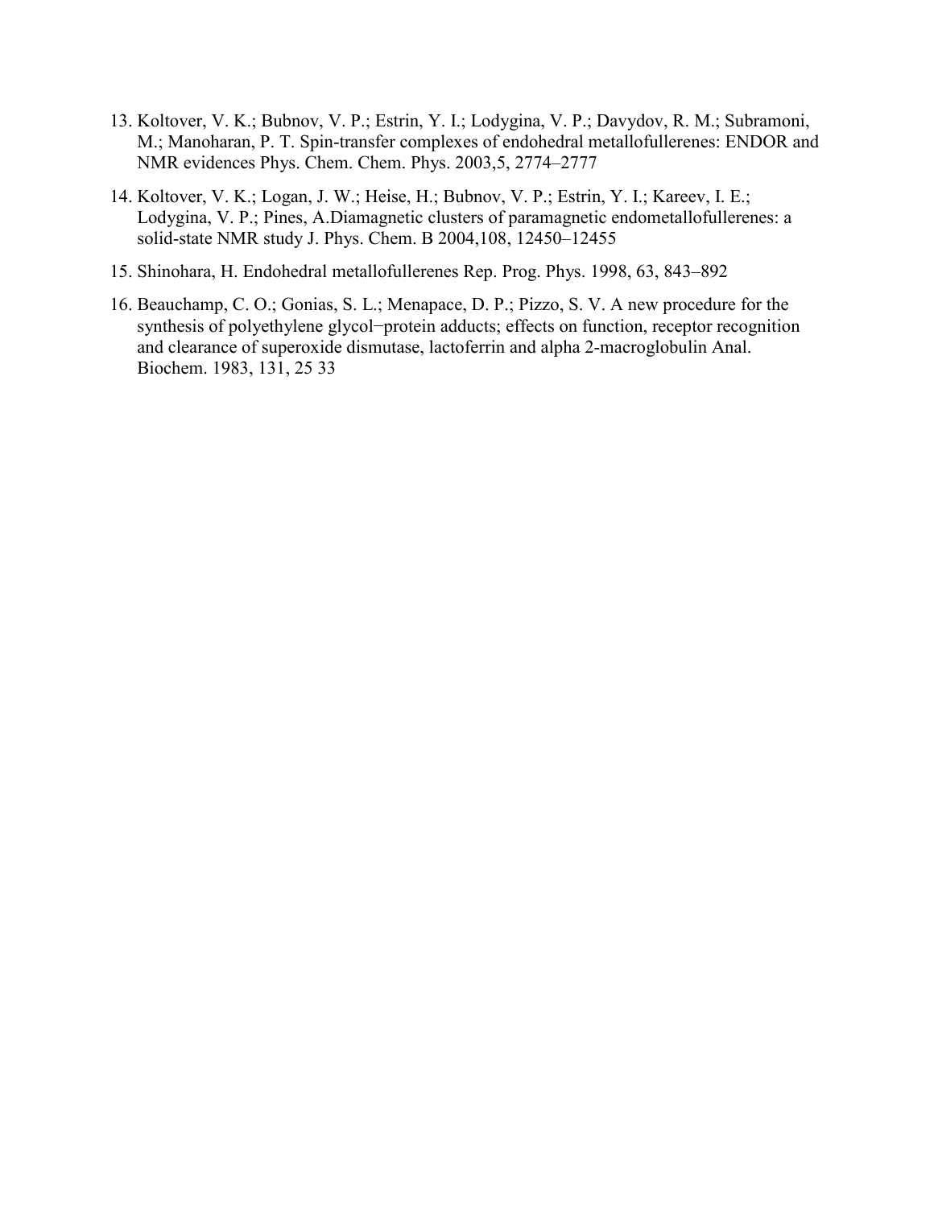13. Koltover, V. K.; Bubnov, V. P.; Estrin, Y. I.; Lodygina, V. P.; Davydov, R. M.; Subramoni, M.; Manoharan, P. T. Spin-transfer complexes of endohedral metallofullerenes: ENDOR and NMR evidences Phys. Chem. Chem. Phys. 2003,5, 2774–2777
14. Koltover, V. K.; Logan, J. W.; Heise, H.; Bubnov, V. P.; Estrin, Y. I.; Kareev, I. E.; Lodygina, V. P.; Pines, A.Diamagnetic clusters of paramagnetic endometallofullerenes: a solid-state NMR study J. Phys. Chem. B 2004,108, 12450–12455
15. Shinohara, H. Endohedral metallofullerenes Rep. Prog. Phys. 1998, 63, 843–892
16. Beauchamp, C. O.; Gonias, S. L.; Menapace, D. P.; Pizzo, S. V. A new procedure for the synthesis of polyethylene glycol‒protein adducts; effects on function, receptor recognition and clearance of superoxide dismutase, lactoferrin and alpha 2-macroglobulin Anal. Biochem. 1983, 131, 25 33